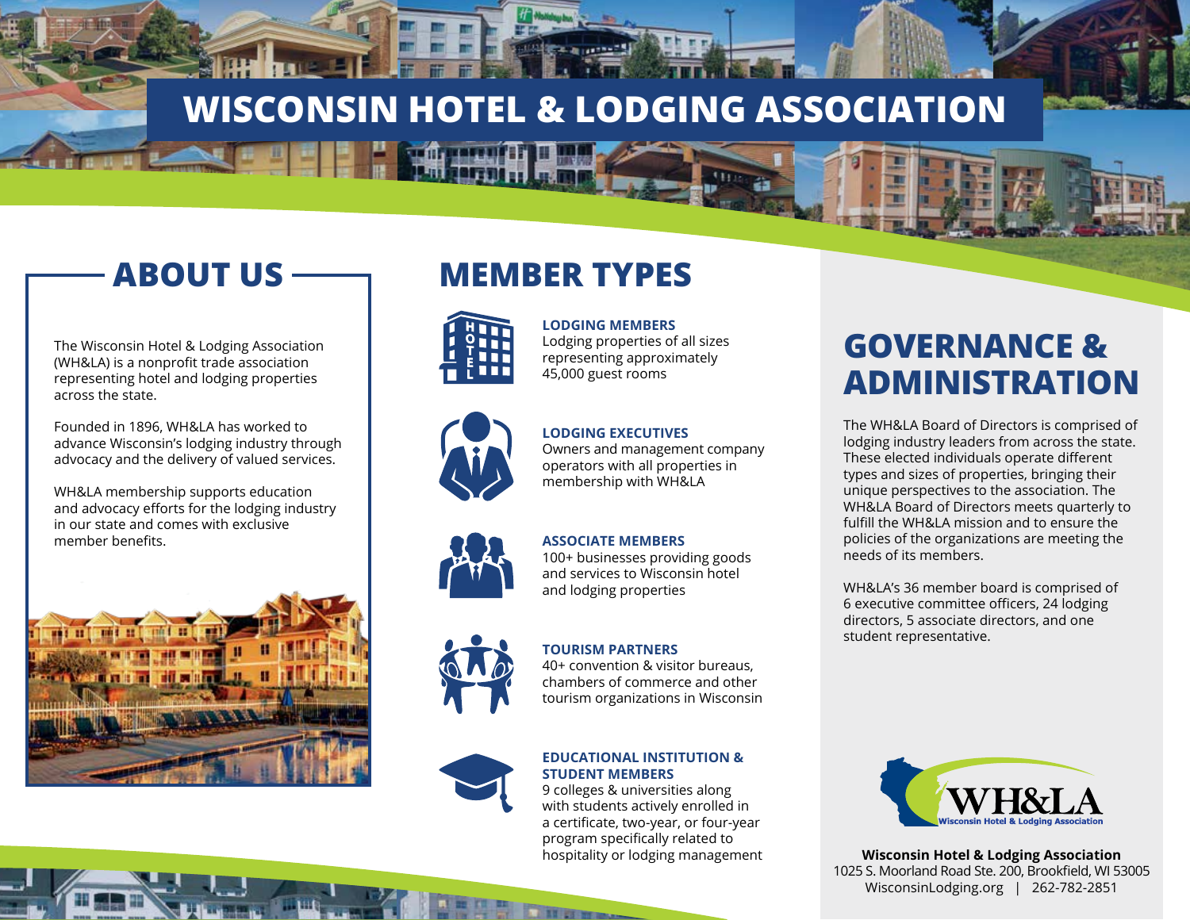# WISCONSIN HOTEL & LODGING ASSOCIATION

## ABOUT US

The Wisconsin Hotel & Lodging Association (WH&LA) is a nonprofit trade association representing hotel and lodging properties across the state.

Founded in 1896, WH&LA has worked to advance Wisconsin's lodging industry through advocacy and the delivery of valued services.

WH&LA membership supports education and advocacy efforts for the lodging industry in our state and comes with exclusive member benefits.

## MEMBER TYPES

**LODGING MEMBERS**
Lodging properties of all sizes representing approximately 45,000 guest rooms

**LODGING EXECUTIVES**
Owners and management company operators with all properties in membership with WH&LA

**ASSOCIATE MEMBERS**
100+ businesses providing goods and services to Wisconsin hotel and lodging properties

**TOURISM PARTNERS**
40+ convention & visitor bureaus, chambers of commerce and other tourism organizations in Wisconsin

**EDUCATIONAL INSTITUTION & STUDENT MEMBERS**
9 colleges & universities along with students actively enrolled in a certificate, two-year, or four-year program specifically related to hospitality or lodging management

## GOVERNANCE & ADMINISTRATION

The WH&LA Board of Directors is comprised of lodging industry leaders from across the state. These elected individuals operate different types and sizes of properties, bringing their unique perspectives to the association. The WH&LA Board of Directors meets quarterly to fulfill the WH&LA mission and to ensure the policies of the organizations are meeting the needs of its members.

WH&LA's 36 member board is comprised of 6 executive committee officers, 24 lodging directors, 5 associate directors, and one student representative.

WH&LA
Wisconsin Hotel & Lodging Association

**Wisconsin Hotel & Lodging Association**
1025 S. Moorland Road Ste. 200, Brookfield, WI 53005
WisconsinLodging.org | 262-782-2851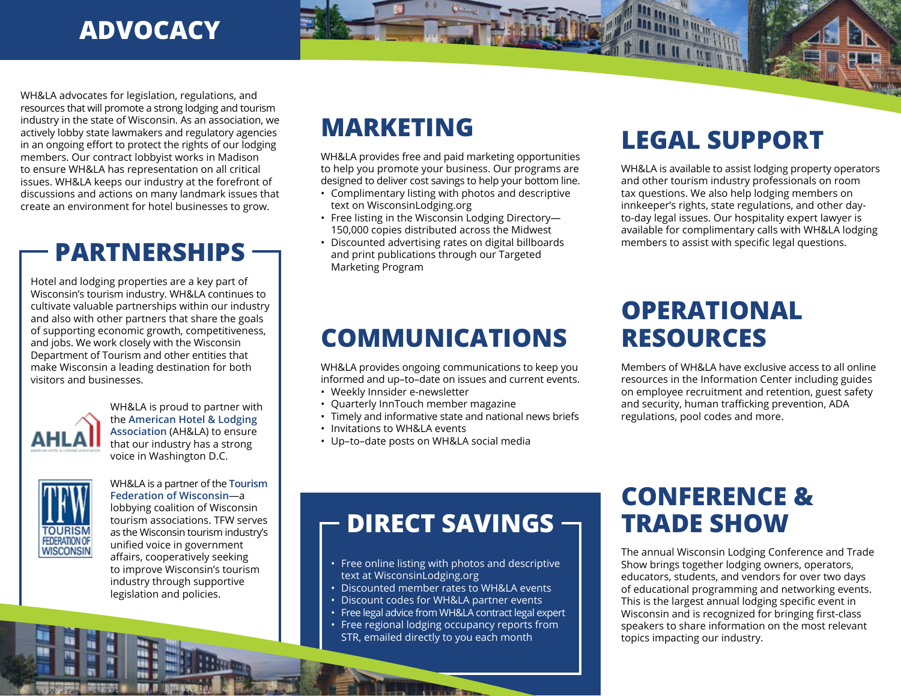# ADVOCACY

WH&LA advocates for legislation, regulations, and resources that will promote a strong lodging and tourism industry in the state of Wisconsin. As an association, we actively lobby state lawmakers and regulatory agencies in an ongoing effort to protect the rights of our lodging members. Our contract lobbyist works in Madison to ensure WH&LA has representation on all critical issues. WH&LA keeps our industry at the forefront of discussions and actions on many landmark issues that create an environment for hotel businesses to grow.

## PARTNERSHIPS

Hotel and lodging properties are a key part of Wisconsin's tourism industry. WH&LA continues to cultivate valuable partnerships within our industry and also with other partners that share the goals of supporting economic growth, competitiveness, and jobs. We work closely with the Wisconsin Department of Tourism and other entities that make Wisconsin a leading destination for both visitors and businesses.

WH&LA is proud to partner with the **American Hotel & Lodging Association** (AH&LA) to ensure that our industry has a strong voice in Washington D.C.

WH&LA is a partner of the **Tourism Federation of Wisconsin**—a lobbying coalition of Wisconsin tourism associations. TFW serves as the Wisconsin tourism industry's unified voice in government affairs, cooperatively seeking to improve Wisconsin's tourism industry through supportive legislation and policies.

## MARKETING

WH&LA provides free and paid marketing opportunities to help you promote your business. Our programs are designed to deliver cost savings to help your bottom line.

- Complimentary listing with photos and descriptive text on WisconsinLodging.org
- Free listing in the Wisconsin Lodging Directory—150,000 copies distributed across the Midwest
- Discounted advertising rates on digital billboards and print publications through our Targeted Marketing Program

## COMMUNICATIONS

WH&LA provides ongoing communications to keep you informed and up–to–date on issues and current events.

- Weekly Innsider e-newsletter
- Quarterly InnTouch member magazine
- Timely and informative state and national news briefs
- Invitations to WH&LA events
- Up–to–date posts on WH&LA social media

## DIRECT SAVINGS

- Free online listing with photos and descriptive text at WisconsinLodging.org
- Discounted member rates to WH&LA events
- Discount codes for WH&LA partner events
- Free legal advice from WH&LA contract legal expert
- Free regional lodging occupancy reports from STR, emailed directly to you each month

## LEGAL SUPPORT

WH&LA is available to assist lodging property operators and other tourism industry professionals on room tax questions. We also help lodging members on innkeeper's rights, state regulations, and other day-to-day legal issues. Our hospitality expert lawyer is available for complimentary calls with WH&LA lodging members to assist with specific legal questions.

## OPERATIONAL RESOURCES

Members of WH&LA have exclusive access to all online resources in the Information Center including guides on employee recruitment and retention, guest safety and security, human trafficking prevention, ADA regulations, pool codes and more.

## CONFERENCE & TRADE SHOW

The annual Wisconsin Lodging Conference and Trade Show brings together lodging owners, operators, educators, students, and vendors for over two days of educational programming and networking events. This is the largest annual lodging specific event in Wisconsin and is recognized for bringing first-class speakers to share information on the most relevant topics impacting our industry.